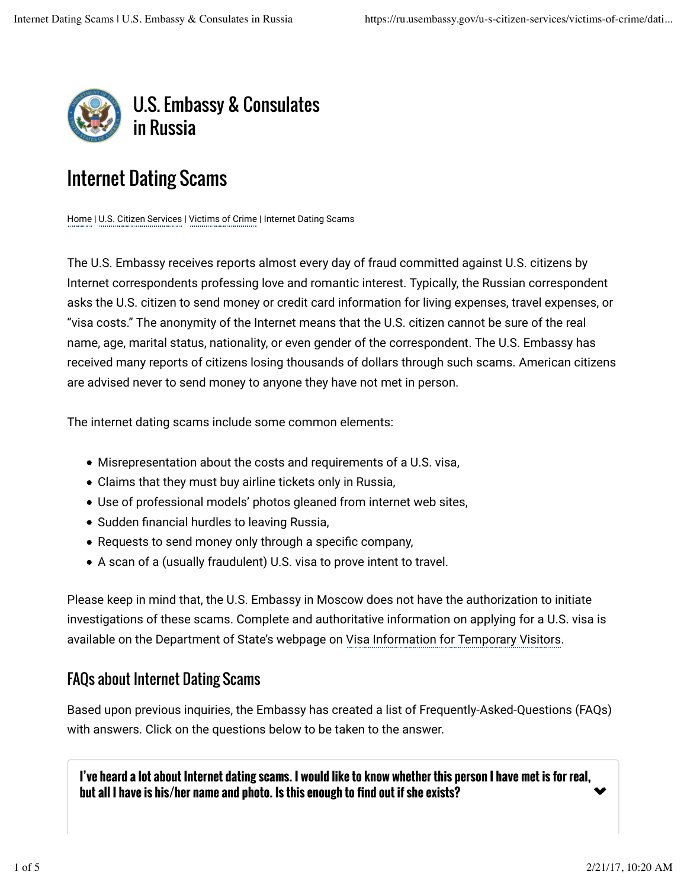U.S. Embassy & Consulates in Russia

# Internet Dating Scams

Home | U.S. Citizen Services | Victims of Crime | Internet Dating Scams

The U.S. Embassy receives reports almost every day of fraud committed against U.S. citizens by Internet correspondents professing love and romantic interest. Typically, the Russian correspondent asks the U.S. citizen to send money or credit card information for living expenses, travel expenses, or "visa costs." The anonymity of the Internet means that the U.S. citizen cannot be sure of the real name, age, marital status, nationality, or even gender of the correspondent. The U.S. Embassy has received many reports of citizens losing thousands of dollars through such scams. American citizens are advised never to send money to anyone they have not met in person.

The internet dating scams include some common elements:

- Misrepresentation about the costs and requirements of a U.S. visa,
- Claims that they must buy airline tickets only in Russia,
- Use of professional models' photos gleaned from internet web sites,
- Sudden financial hurdles to leaving Russia,
- Requests to send money only through a specific company,
- A scan of a (usually fraudulent) U.S. visa to prove intent to travel.

Please keep in mind that, the U.S. Embassy in Moscow does not have the authorization to initiate investigations of these scams. Complete and authoritative information on applying for a U.S. visa is available on the Department of State's webpage on Visa Information for Temporary Visitors.

## FAQs about Internet Dating Scams

Based upon previous inquiries, the Embassy has created a list of Frequently-Asked-Questions (FAQs) with answers. Click on the questions below to be taken to the answer.

**I've heard a lot about Internet dating scams. I would like to know whether this person I have met is for real, but all I have is his/her name and photo. Is this enough to find out if she exists?**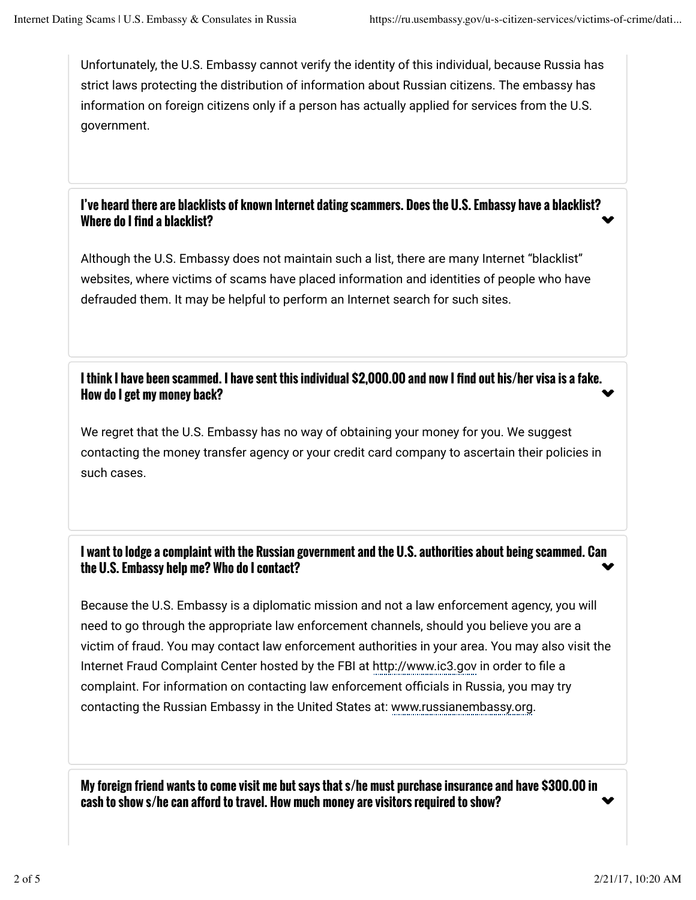Unfortunately, the U.S. Embassy cannot verify the identity of this individual, because Russia has strict laws protecting the distribution of information about Russian citizens. The embassy has information on foreign citizens only if a person has actually applied for services from the U.S. government.

### I've heard there are blacklists of known Internet dating scammers. Does the U.S. Embassy have a blacklist? Where do I find a blacklist?

Although the U.S. Embassy does not maintain such a list, there are many Internet "blacklist" websites, where victims of scams have placed information and identities of people who have defrauded them. It may be helpful to perform an Internet search for such sites.

### I think I have been scammed. I have sent this individual $2,000.00 and now I find out his/her visa is a fake. How do I get my money back?

We regret that the U.S. Embassy has no way of obtaining your money for you. We suggest contacting the money transfer agency or your credit card company to ascertain their policies in such cases.

### I want to lodge a complaint with the Russian government and the U.S. authorities about being scammed. Can the U.S. Embassy help me? Who do I contact?

Because the U.S. Embassy is a diplomatic mission and not a law enforcement agency, you will need to go through the appropriate law enforcement channels, should you believe you are a victim of fraud. You may contact law enforcement authorities in your area. You may also visit the Internet Fraud Complaint Center hosted by the FBI at http://www.ic3.gov in order to file a complaint. For information on contacting law enforcement officials in Russia, you may try contacting the Russian Embassy in the United States at: www.russianembassy.org.

### My foreign friend wants to come visit me but says that s/he must purchase insurance and have $300.00 in cash to show s/he can afford to travel. How much money are visitors required to show?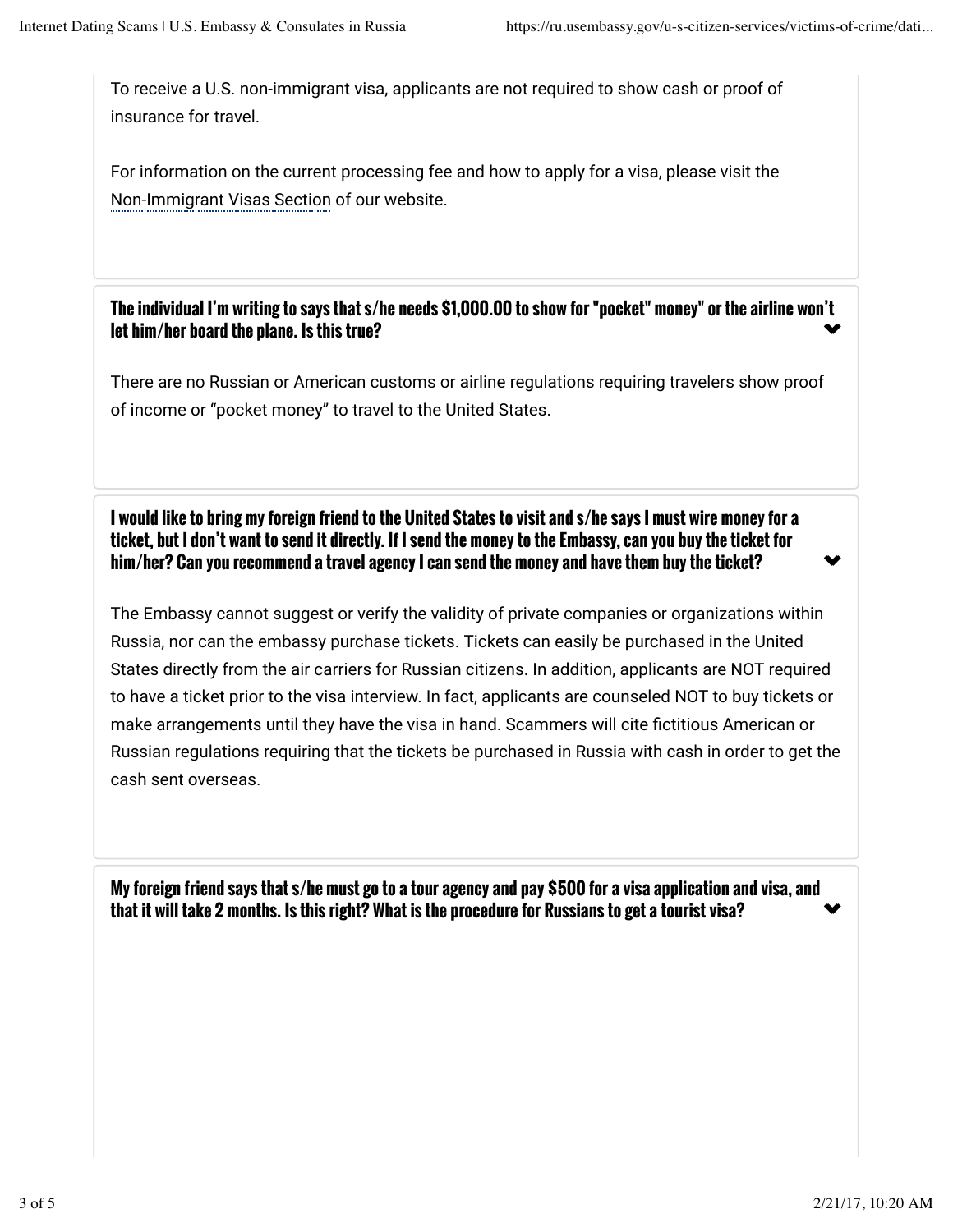To receive a U.S. non-immigrant visa, applicants are not required to show cash or proof of insurance for travel.

For information on the current processing fee and how to apply for a visa, please visit the Non-Immigrant Visas Section of our website.

### The individual I'm writing to says that s/he needs $1,000.00 to show for "pocket" money" or the airline won't let him/her board the plane. Is this true?

There are no Russian or American customs or airline regulations requiring travelers show proof of income or "pocket money" to travel to the United States.

### I would like to bring my foreign friend to the United States to visit and s/he says I must wire money for a ticket, but I don't want to send it directly. If I send the money to the Embassy, can you buy the ticket for him/her? Can you recommend a travel agency I can send the money and have them buy the ticket?

The Embassy cannot suggest or verify the validity of private companies or organizations within Russia, nor can the embassy purchase tickets. Tickets can easily be purchased in the United States directly from the air carriers for Russian citizens. In addition, applicants are NOT required to have a ticket prior to the visa interview. In fact, applicants are counseled NOT to buy tickets or make arrangements until they have the visa in hand. Scammers will cite fictitious American or Russian regulations requiring that the tickets be purchased in Russia with cash in order to get the cash sent overseas.

### My foreign friend says that s/he must go to a tour agency and pay $500 for a visa application and visa, and that it will take 2 months. Is this right? What is the procedure for Russians to get a tourist visa?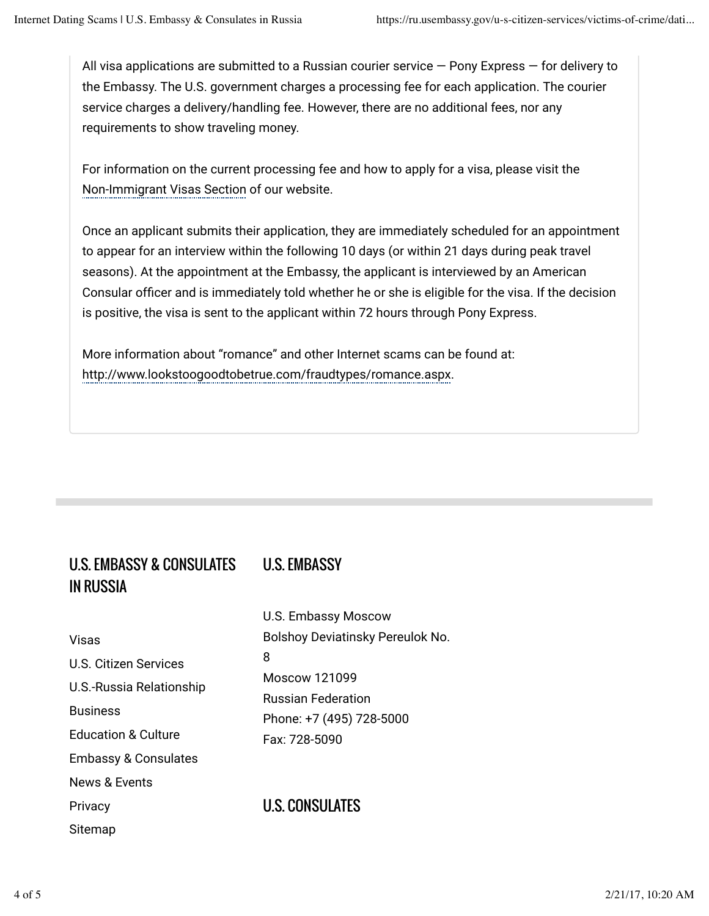All visa applications are submitted to a Russian courier service — Pony Express — for delivery to the Embassy. The U.S. government charges a processing fee for each application. The courier service charges a delivery/handling fee. However, there are no additional fees, nor any requirements to show traveling money.

For information on the current processing fee and how to apply for a visa, please visit the Non-Immigrant Visas Section of our website.

Once an applicant submits their application, they are immediately scheduled for an appointment to appear for an interview within the following 10 days (or within 21 days during peak travel seasons). At the appointment at the Embassy, the applicant is interviewed by an American Consular officer and is immediately told whether he or she is eligible for the visa. If the decision is positive, the visa is sent to the applicant within 72 hours through Pony Express.

More information about "romance" and other Internet scams can be found at: http://www.lookstoogoodtobetrue.com/fraudtypes/romance.aspx.

## U.S. EMBASSY & CONSULATES IN RUSSIA

- Visas
- U.S. Citizen Services
- U.S.-Russia Relationship
- Business
- Education & Culture
- Embassy & Consulates
- News & Events
- Privacy
- Sitemap

## U.S. EMBASSY

U.S. Embassy Moscow
Bolshoy Deviatinsky Pereulok No. 8
Moscow 121099
Russian Federation
Phone: +7 (495) 728-5000
Fax: 728-5090

## U.S. CONSULATES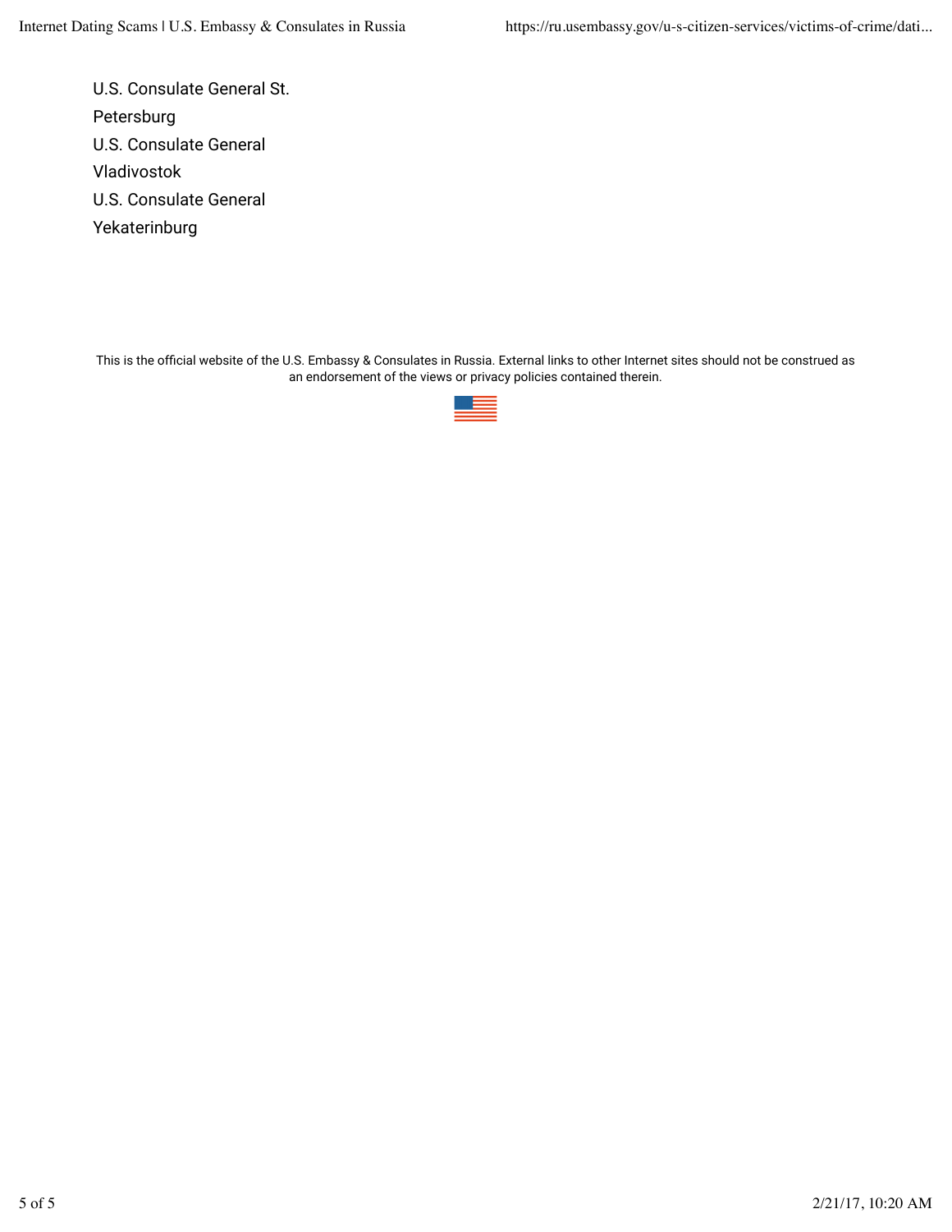U.S. Consulate General St. Petersburg

U.S. Consulate General Vladivostok

U.S. Consulate General Yekaterinburg

This is the official website of the U.S. Embassy & Consulates in Russia. External links to other Internet sites should not be construed as an endorsement of the views or privacy policies contained therein.